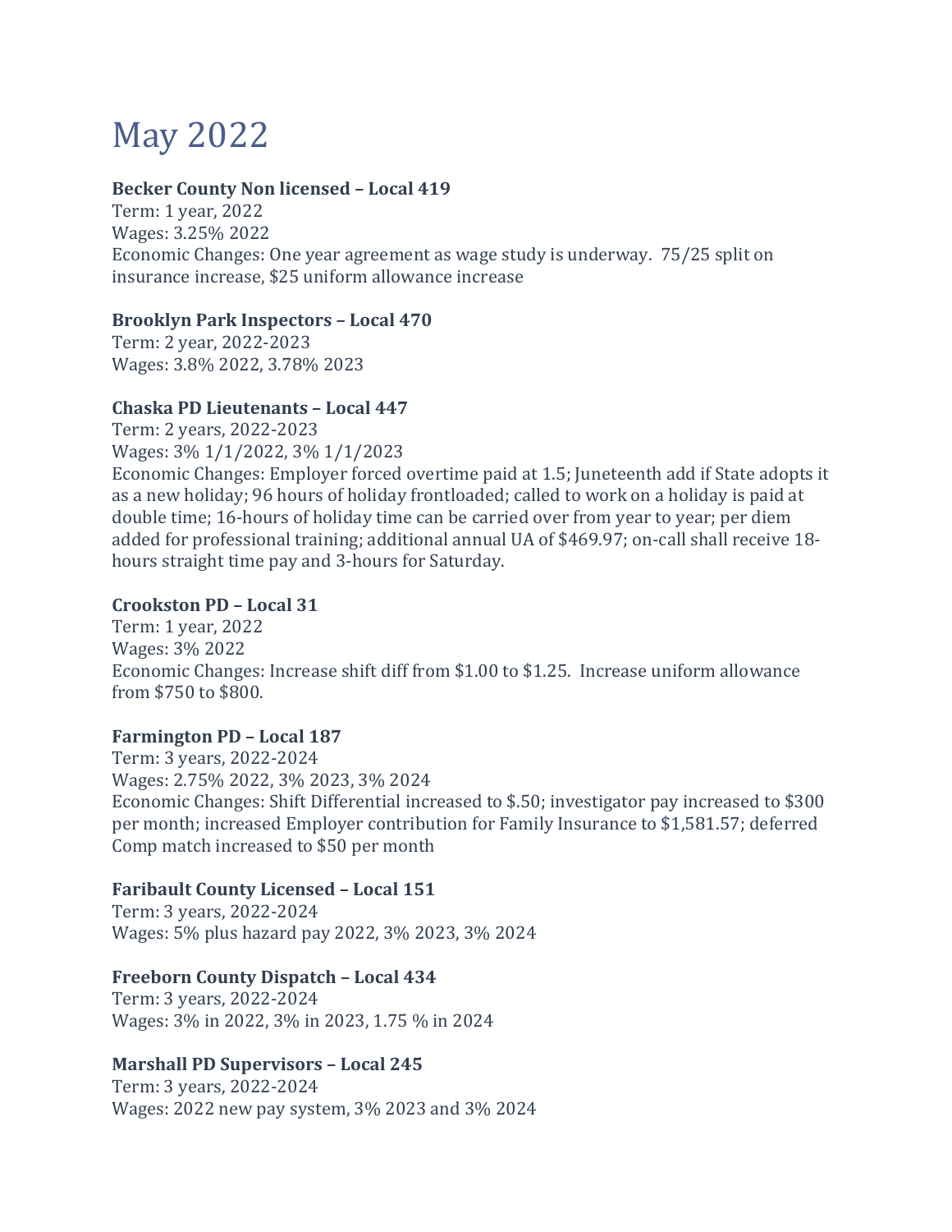# May 2022

**Becker County Non licensed – Local 419**
Term: 1 year, 2022
Wages: 3.25% 2022
Economic Changes: One year agreement as wage study is underway. 75/25 split on insurance increase, $25 uniform allowance increase

**Brooklyn Park Inspectors – Local 470**
Term: 2 year, 2022-2023
Wages: 3.8% 2022, 3.78% 2023

**Chaska PD Lieutenants – Local 447**
Term: 2 years, 2022-2023
Wages: 3% 1/1/2022, 3% 1/1/2023
Economic Changes: Employer forced overtime paid at 1.5; Juneteenth add if State adopts it as a new holiday; 96 hours of holiday frontloaded; called to work on a holiday is paid at double time; 16-hours of holiday time can be carried over from year to year; per diem added for professional training; additional annual UA of $469.97; on-call shall receive 18-hours straight time pay and 3-hours for Saturday.

**Crookston PD – Local 31**
Term: 1 year, 2022
Wages: 3% 2022
Economic Changes: Increase shift diff from $1.00 to $1.25. Increase uniform allowance from $750 to $800.

**Farmington PD – Local 187**
Term: 3 years, 2022-2024
Wages: 2.75% 2022, 3% 2023, 3% 2024
Economic Changes: Shift Differential increased to $.50; investigator pay increased to $300 per month; increased Employer contribution for Family Insurance to $1,581.57; deferred Comp match increased to $50 per month

**Faribault County Licensed – Local 151**
Term: 3 years, 2022-2024
Wages: 5% plus hazard pay 2022, 3% 2023, 3% 2024

**Freeborn County Dispatch – Local 434**
Term: 3 years, 2022-2024
Wages: 3% in 2022, 3% in 2023, 1.75 % in 2024

**Marshall PD Supervisors – Local 245**
Term: 3 years, 2022-2024
Wages: 2022 new pay system, 3% 2023 and 3% 2024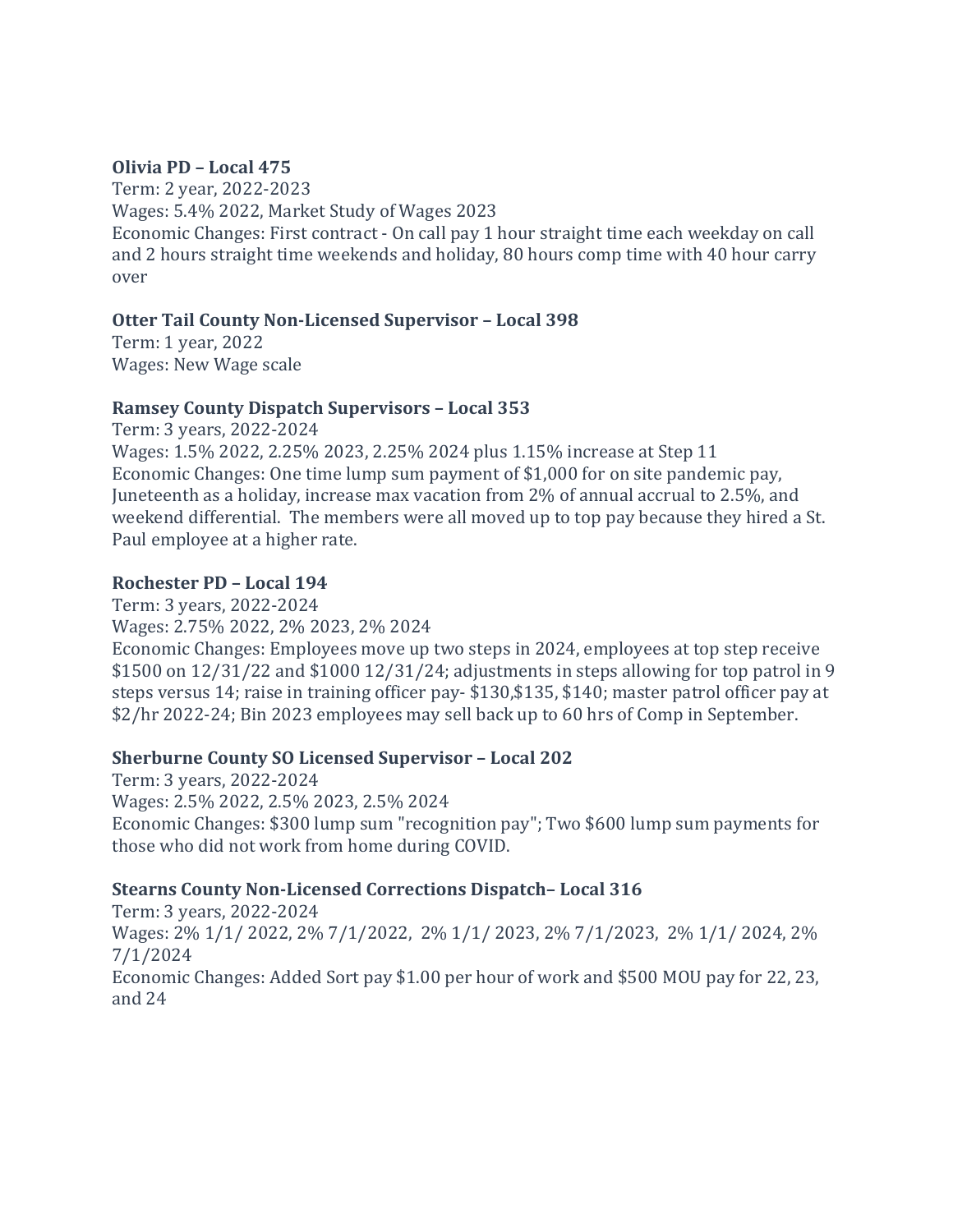**Olivia PD – Local 475**
Term: 2 year, 2022-2023
Wages: 5.4% 2022, Market Study of Wages 2023
Economic Changes: First contract - On call pay 1 hour straight time each weekday on call and 2 hours straight time weekends and holiday, 80 hours comp time with 40 hour carry over

**Otter Tail County Non-Licensed Supervisor – Local 398**
Term: 1 year, 2022
Wages: New Wage scale

**Ramsey County Dispatch Supervisors – Local 353**
Term: 3 years, 2022-2024
Wages: 1.5% 2022, 2.25% 2023, 2.25% 2024 plus 1.15% increase at Step 11
Economic Changes: One time lump sum payment of $1,000 for on site pandemic pay, Juneteenth as a holiday, increase max vacation from 2% of annual accrual to 2.5%, and weekend differential. The members were all moved up to top pay because they hired a St. Paul employee at a higher rate.

**Rochester PD – Local 194**
Term: 3 years, 2022-2024
Wages: 2.75% 2022, 2% 2023, 2% 2024
Economic Changes: Employees move up two steps in 2024, employees at top step receive $1500 on 12/31/22 and $1000 12/31/24; adjustments in steps allowing for top patrol in 9 steps versus 14; raise in training officer pay- $130,$135, $140; master patrol officer pay at $2/hr 2022-24; Bin 2023 employees may sell back up to 60 hrs of Comp in September.

**Sherburne County SO Licensed Supervisor – Local 202**
Term: 3 years, 2022-2024
Wages: 2.5% 2022, 2.5% 2023, 2.5% 2024
Economic Changes: $300 lump sum "recognition pay"; Two $600 lump sum payments for those who did not work from home during COVID.

**Stearns County Non-Licensed Corrections Dispatch– Local 316**
Term: 3 years, 2022-2024
Wages: 2% 1/1/ 2022, 2% 7/1/2022, 2% 1/1/ 2023, 2% 7/1/2023, 2% 1/1/ 2024, 2% 7/1/2024
Economic Changes: Added Sort pay $1.00 per hour of work and $500 MOU pay for 22, 23, and 24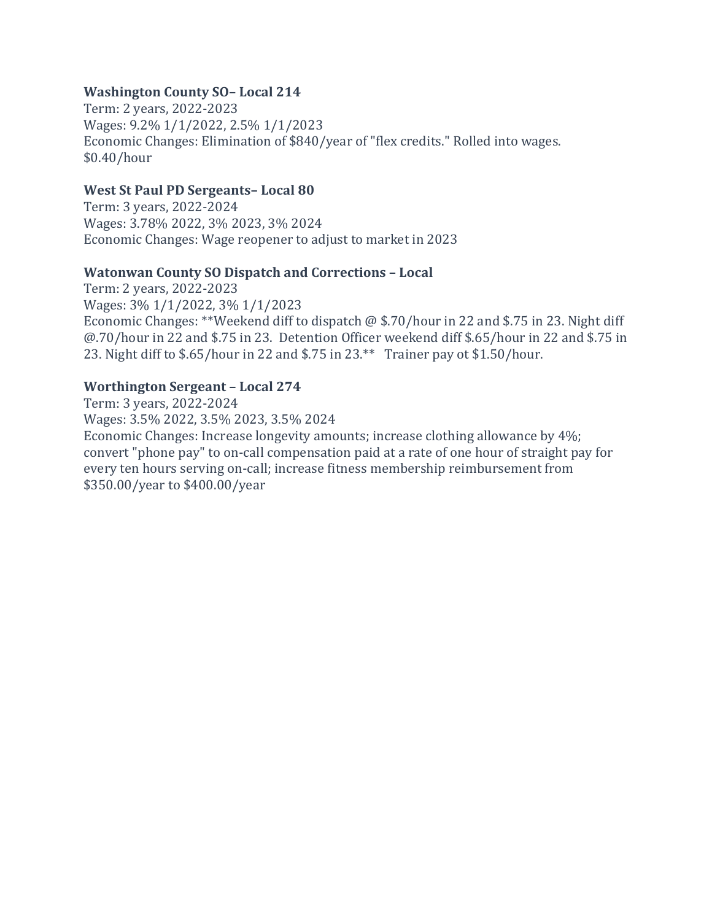**Washington County SO– Local 214**
Term: 2 years, 2022-2023
Wages: 9.2% 1/1/2022, 2.5% 1/1/2023
Economic Changes: Elimination of $840/year of "flex credits." Rolled into wages. $0.40/hour

**West St Paul PD Sergeants– Local 80**
Term: 3 years, 2022-2024
Wages: 3.78% 2022, 3% 2023, 3% 2024
Economic Changes: Wage reopener to adjust to market in 2023

**Watonwan County SO Dispatch and Corrections – Local**
Term: 2 years, 2022-2023
Wages: 3% 1/1/2022, 3% 1/1/2023
Economic Changes: **Weekend diff to dispatch @ $.70/hour in 22 and $.75 in 23. Night diff @.70/hour in 22 and $.75 in 23. Detention Officer weekend diff $.65/hour in 22 and $.75 in 23. Night diff to $.65/hour in 22 and $.75 in 23.** Trainer pay ot $1.50/hour.

**Worthington Sergeant – Local 274**
Term: 3 years, 2022-2024
Wages: 3.5% 2022, 3.5% 2023, 3.5% 2024
Economic Changes: Increase longevity amounts; increase clothing allowance by 4%; convert "phone pay" to on-call compensation paid at a rate of one hour of straight pay for every ten hours serving on-call; increase fitness membership reimbursement from $350.00/year to $400.00/year